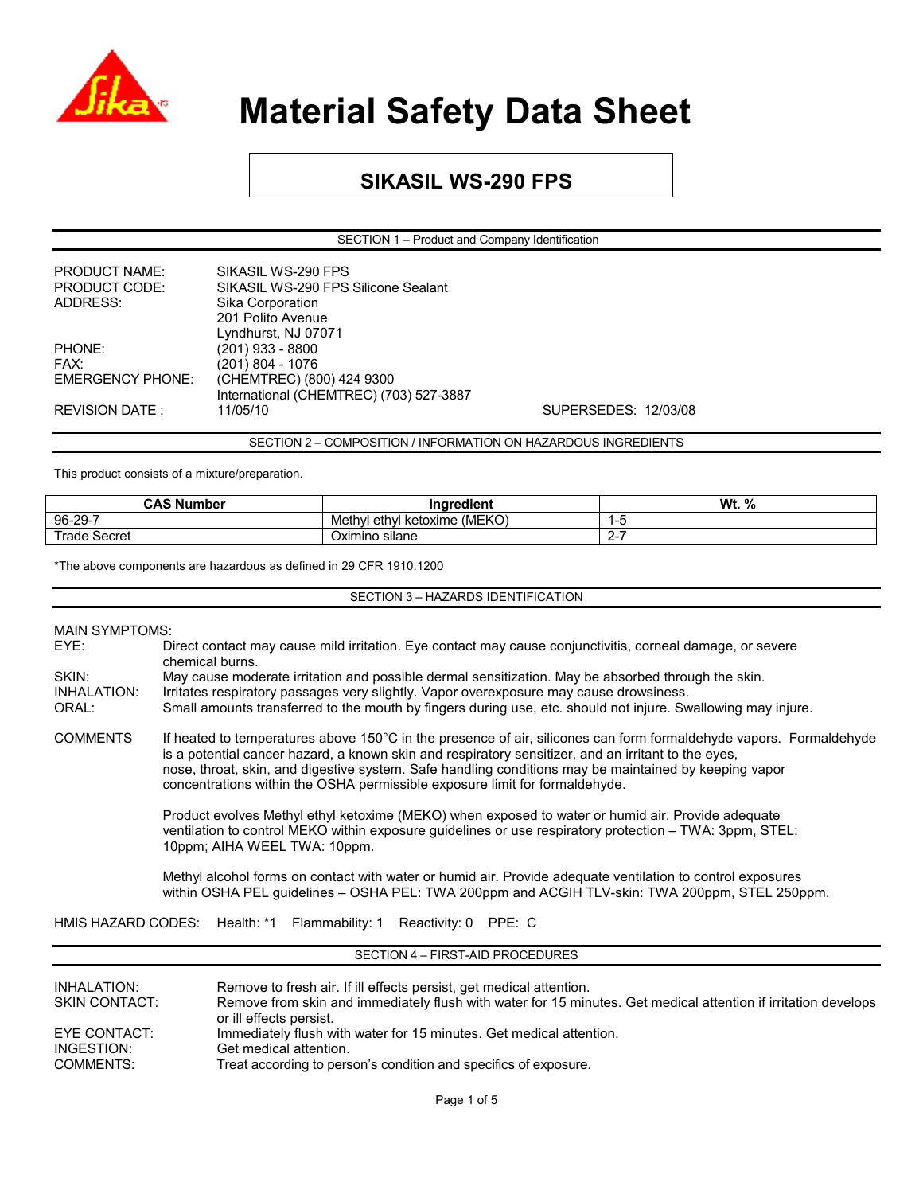# Material Safety Data Sheet

## SIKASIL WS-290 FPS

### SECTION 1 – Product and Company Identification

PRODUCT NAME: SIKASIL WS-290 FPS
PRODUCT CODE: SIKASIL WS-290 FPS Silicone Sealant
ADDRESS: Sika Corporation
201 Polito Avenue
Lyndhurst, NJ 07071
PHONE: (201) 933 - 8800
FAX: (201) 804 - 1076
EMERGENCY PHONE: (CHEMTREC) (800) 424 9300
International (CHEMTREC) (703) 527-3887
REVISION DATE : 11/05/10 SUPERSEDES: 12/03/08

### SECTION 2 – COMPOSITION / INFORMATION ON HAZARDOUS INGREDIENTS

This product consists of a mixture/preparation.

| CAS Number | Ingredient | Wt. % |
|---|---|---|
| 96-29-7 | Methyl ethyl ketoxime (MEKO) | 1-5 |
| Trade Secret | Oximino silane | 2-7 |

*The above components are hazardous as defined in 29 CFR 1910.1200

### SECTION 3 – HAZARDS IDENTIFICATION

MAIN SYMPTOMS:

EYE: Direct contact may cause mild irritation. Eye contact may cause conjunctivitis, corneal damage, or severe chemical burns.

SKIN: May cause moderate irritation and possible dermal sensitization. May be absorbed through the skin.

INHALATION: Irritates respiratory passages very slightly. Vapor overexposure may cause drowsiness.

ORAL: Small amounts transferred to the mouth by fingers during use, etc. should not injure. Swallowing may injure.

COMMENTS If heated to temperatures above 150°C in the presence of air, silicones can form formaldehyde vapors. Formaldehyde is a potential cancer hazard, a known skin and respiratory sensitizer, and an irritant to the eyes, nose, throat, skin, and digestive system. Safe handling conditions may be maintained by keeping vapor concentrations within the OSHA permissible exposure limit for formaldehyde.

Product evolves Methyl ethyl ketoxime (MEKO) when exposed to water or humid air. Provide adequate ventilation to control MEKO within exposure guidelines or use respiratory protection – TWA: 3ppm, STEL: 10ppm; AIHA WEEL TWA: 10ppm.

Methyl alcohol forms on contact with water or humid air. Provide adequate ventilation to control exposures within OSHA PEL guidelines – OSHA PEL: TWA 200ppm and ACGIH TLV-skin: TWA 200ppm, STEL 250ppm.

HMIS HAZARD CODES: Health: *1 Flammability: 1 Reactivity: 0 PPE: C

### SECTION 4 – FIRST-AID PROCEDURES

INHALATION: Remove to fresh air. If ill effects persist, get medical attention.

SKIN CONTACT: Remove from skin and immediately flush with water for 15 minutes. Get medical attention if irritation develops or ill effects persist.

EYE CONTACT: Immediately flush with water for 15 minutes. Get medical attention.

INGESTION: Get medical attention.

COMMENTS: Treat according to person's condition and specifics of exposure.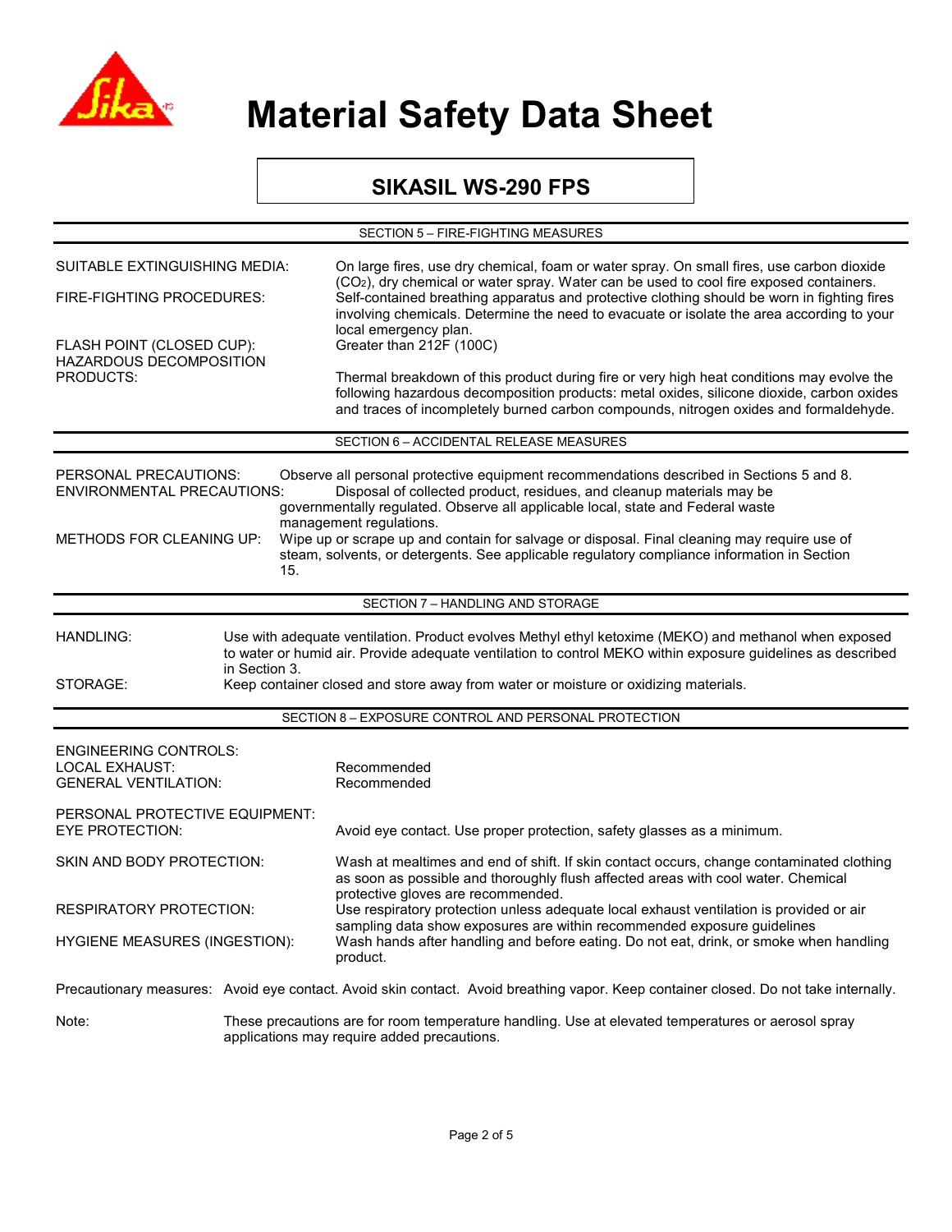# Material Safety Data Sheet

## SIKASIL WS-290 FPS

### SECTION 5 – FIRE-FIGHTING MEASURES

**SUITABLE EXTINGUISHING MEDIA:** On large fires, use dry chemical, foam or water spray. On small fires, use carbon dioxide ($CO_2$), dry chemical or water spray. Water can be used to cool fire exposed containers.

**FIRE-FIGHTING PROCEDURES:** Self-contained breathing apparatus and protective clothing should be worn in fighting fires involving chemicals. Determine the need to evacuate or isolate the area according to your local emergency plan.

**FLASH POINT (CLOSED CUP):** Greater than 212F (100C)

**HAZARDOUS DECOMPOSITION PRODUCTS:** Thermal breakdown of this product during fire or very high heat conditions may evolve the following hazardous decomposition products: metal oxides, silicone dioxide, carbon oxides and traces of incompletely burned carbon compounds, nitrogen oxides and formaldehyde.

### SECTION 6 – ACCIDENTAL RELEASE MEASURES

**PERSONAL PRECAUTIONS:** Observe all personal protective equipment recommendations described in Sections 5 and 8.

**ENVIRONMENTAL PRECAUTIONS:** Disposal of collected product, residues, and cleanup materials may be governmentally regulated. Observe all applicable local, state and Federal waste management regulations.

**METHODS FOR CLEANING UP:** Wipe up or scrape up and contain for salvage or disposal. Final cleaning may require use of steam, solvents, or detergents. See applicable regulatory compliance information in Section 15.

### SECTION 7 – HANDLING AND STORAGE

**HANDLING:** Use with adequate ventilation. Product evolves Methyl ethyl ketoxime (MEKO) and methanol when exposed to water or humid air. Provide adequate ventilation to control MEKO within exposure guidelines as described in Section 3.

**STORAGE:** Keep container closed and store away from water or moisture or oxidizing materials.

### SECTION 8 – EXPOSURE CONTROL AND PERSONAL PROTECTION

**ENGINEERING CONTROLS:**

**LOCAL EXHAUST:** Recommended

**GENERAL VENTILATION:** Recommended

**PERSONAL PROTECTIVE EQUIPMENT:**

**EYE PROTECTION:** Avoid eye contact. Use proper protection, safety glasses as a minimum.

**SKIN AND BODY PROTECTION:** Wash at mealtimes and end of shift. If skin contact occurs, change contaminated clothing as soon as possible and thoroughly flush affected areas with cool water. Chemical protective gloves are recommended.

**RESPIRATORY PROTECTION:** Use respiratory protection unless adequate local exhaust ventilation is provided or air sampling data show exposures are within recommended exposure guidelines

**HYGIENE MEASURES (INGESTION):** Wash hands after handling and before eating. Do not eat, drink, or smoke when handling product.

**Precautionary measures:** Avoid eye contact. Avoid skin contact. Avoid breathing vapor. Keep container closed. Do not take internally.

**Note:** These precautions are for room temperature handling. Use at elevated temperatures or aerosol spray applications may require added precautions.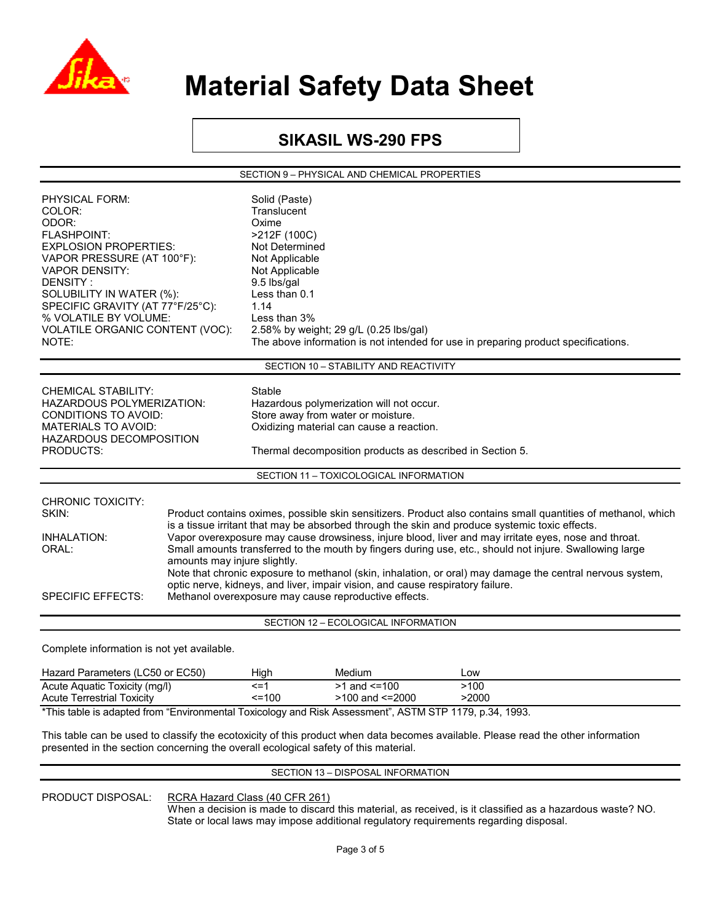# Material Safety Data Sheet

## SIKASIL WS-290 FPS

### SECTION 9 – PHYSICAL AND CHEMICAL PROPERTIES

PHYSICAL FORM: Solid (Paste)
COLOR: Translucent
ODOR: Oxime
FLASHPOINT: >212F (100C)
EXPLOSION PROPERTIES: Not Determined
VAPOR PRESSURE (AT 100°F): Not Applicable
VAPOR DENSITY: Not Applicable
DENSITY : 9.5 lbs/gal
SOLUBILITY IN WATER (%): Less than 0.1
SPECIFIC GRAVITY (AT 77°F/25°C): 1.14
% VOLATILE BY VOLUME: Less than 3%
VOLATILE ORGANIC CONTENT (VOC): 2.58% by weight; 29 g/L (0.25 lbs/gal)
NOTE: The above information is not intended for use in preparing product specifications.

### SECTION 10 – STABILITY AND REACTIVITY

CHEMICAL STABILITY: Stable
HAZARDOUS POLYMERIZATION: Hazardous polymerization will not occur.
CONDITIONS TO AVOID: Store away from water or moisture.
MATERIALS TO AVOID: Oxidizing material can cause a reaction.
HAZARDOUS DECOMPOSITION PRODUCTS: Thermal decomposition products as described in Section 5.

### SECTION 11 – TOXICOLOGICAL INFORMATION

CHRONIC TOXICITY:
SKIN: Product contains oximes, possible skin sensitizers. Product also contains small quantities of methanol, which is a tissue irritant that may be absorbed through the skin and produce systemic toxic effects.
INHALATION: Vapor overexposure may cause drowsiness, injure blood, liver and may irritate eyes, nose and throat.
ORAL: Small amounts transferred to the mouth by fingers during use, etc., should not injure. Swallowing large amounts may injure slightly.
Note that chronic exposure to methanol (skin, inhalation, or oral) may damage the central nervous system, optic nerve, kidneys, and liver, impair vision, and cause respiratory failure.
SPECIFIC EFFECTS: Methanol overexposure may cause reproductive effects.

### SECTION 12 – ECOLOGICAL INFORMATION

Complete information is not yet available.

| Hazard Parameters (LC50 or EC50) | High | Medium | Low |
|---|---|---|---|
| Acute Aquatic Toxicity (mg/l) | <=1 | >1 and <=100 | >100 |
| Acute Terrestrial Toxicity | <=100 | >100 and <=2000 | >2000 |

*This table is adapted from "Environmental Toxicology and Risk Assessment", ASTM STP 1179, p.34, 1993.

This table can be used to classify the ecotoxicity of this product when data becomes available. Please read the other information presented in the section concerning the overall ecological safety of this material.

### SECTION 13 – DISPOSAL INFORMATION

PRODUCT DISPOSAL: RCRA Hazard Class (40 CFR 261)
When a decision is made to discard this material, as received, is it classified as a hazardous waste? NO.
State or local laws may impose additional regulatory requirements regarding disposal.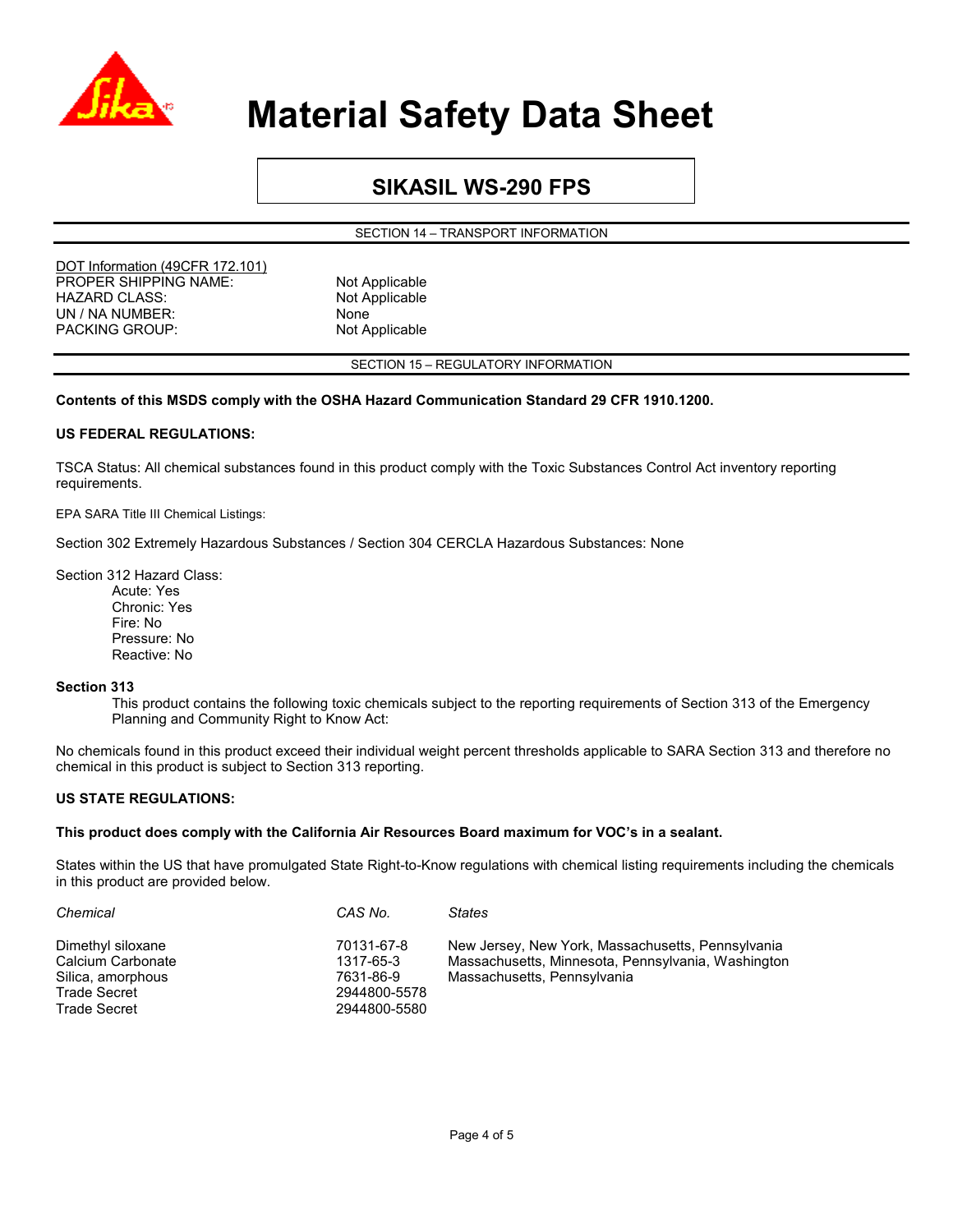# Material Safety Data Sheet

## SIKASIL WS-290 FPS

### SECTION 14 – TRANSPORT INFORMATION

DOT Information (49CFR 172.101)

| | |
|---|---|
| PROPER SHIPPING NAME: | Not Applicable |
| HAZARD CLASS: | Not Applicable |
| UN / NA NUMBER: | None |
| PACKING GROUP: | Not Applicable |

### SECTION 15 – REGULATORY INFORMATION

**Contents of this MSDS comply with the OSHA Hazard Communication Standard 29 CFR 1910.1200.**

**US FEDERAL REGULATIONS:**

TSCA Status: All chemical substances found in this product comply with the Toxic Substances Control Act inventory reporting requirements.

EPA SARA Title III Chemical Listings:

Section 302 Extremely Hazardous Substances / Section 304 CERCLA Hazardous Substances: None

Section 312 Hazard Class:
- Acute: Yes
- Chronic: Yes
- Fire: No
- Pressure: No
- Reactive: No

**Section 313**

This product contains the following toxic chemicals subject to the reporting requirements of Section 313 of the Emergency Planning and Community Right to Know Act:

No chemicals found in this product exceed their individual weight percent thresholds applicable to SARA Section 313 and therefore no chemical in this product is subject to Section 313 reporting.

**US STATE REGULATIONS:**

**This product does comply with the California Air Resources Board maximum for VOC's in a sealant.**

States within the US that have promulgated State Right-to-Know regulations with chemical listing requirements including the chemicals in this product are provided below.

| *Chemical* | *CAS No.* | *States* |
|---|---|---|
| Dimethyl siloxane | 70131-67-8 | New Jersey, New York, Massachusetts, Pennsylvania |
| Calcium Carbonate | 1317-65-3 | Massachusetts, Minnesota, Pennsylvania, Washington |
| Silica, amorphous | 7631-86-9 | Massachusetts, Pennsylvania |
| Trade Secret | 2944800-5578 | |
| Trade Secret | 2944800-5580 | |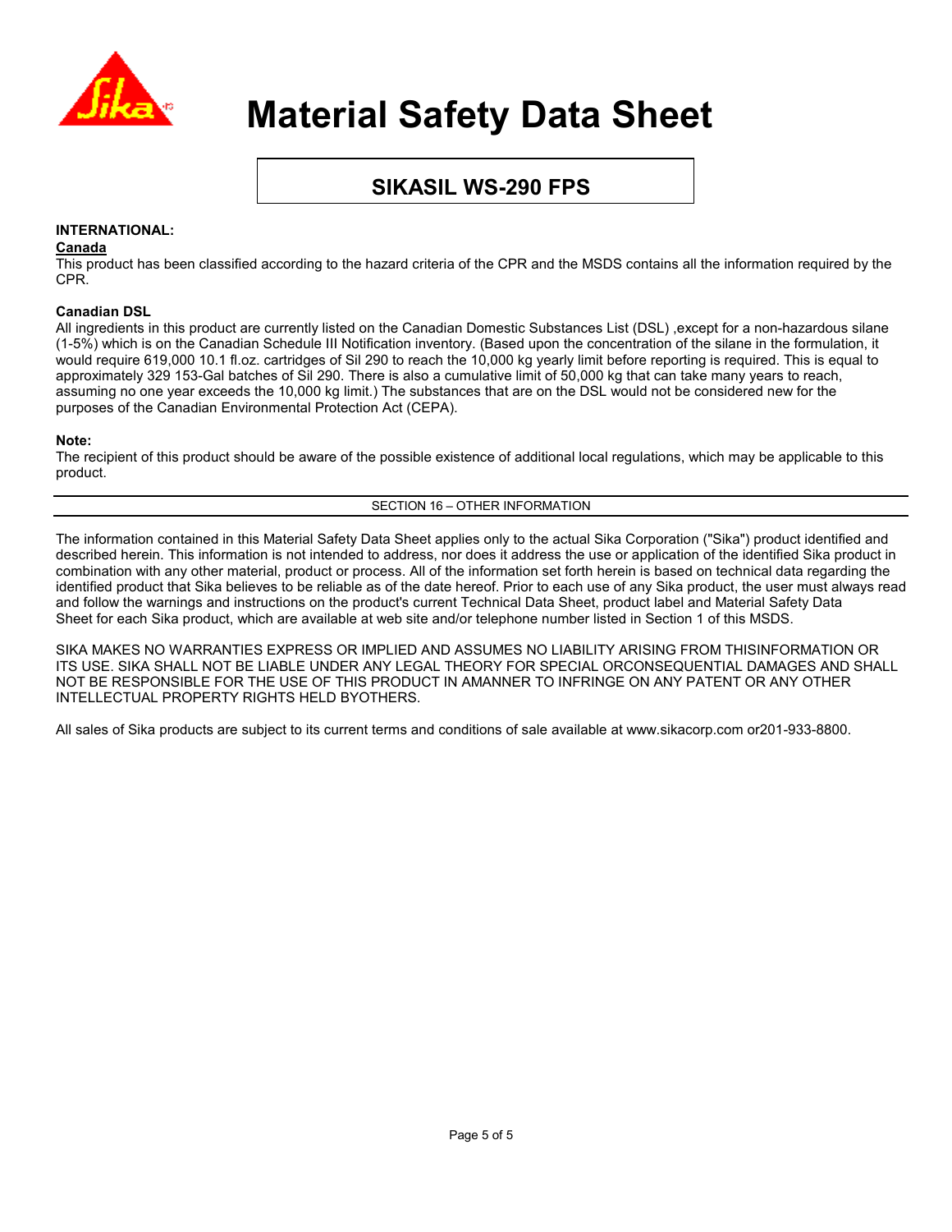# Material Safety Data Sheet

## SIKASIL WS-290 FPS

**INTERNATIONAL:**

**Canada**

This product has been classified according to the hazard criteria of the CPR and the MSDS contains all the information required by the CPR.

**Canadian DSL**

All ingredients in this product are currently listed on the Canadian Domestic Substances List (DSL) ,except for a non-hazardous silane (1-5%) which is on the Canadian Schedule III Notification inventory. (Based upon the concentration of the silane in the formulation, it would require 619,000 10.1 fl.oz. cartridges of Sil 290 to reach the 10,000 kg yearly limit before reporting is required. This is equal to approximately 329 153-Gal batches of Sil 290. There is also a cumulative limit of 50,000 kg that can take many years to reach, assuming no one year exceeds the 10,000 kg limit.) The substances that are on the DSL would not be considered new for the purposes of the Canadian Environmental Protection Act (CEPA).

**Note:**

The recipient of this product should be aware of the possible existence of additional local regulations, which may be applicable to this product.

### SECTION 16 – OTHER INFORMATION

The information contained in this Material Safety Data Sheet applies only to the actual Sika Corporation ("Sika") product identified and described herein. This information is not intended to address, nor does it address the use or application of the identified Sika product in combination with any other material, product or process. All of the information set forth herein is based on technical data regarding the identified product that Sika believes to be reliable as of the date hereof. Prior to each use of any Sika product, the user must always read and follow the warnings and instructions on the product's current Technical Data Sheet, product label and Material Safety Data Sheet for each Sika product, which are available at web site and/or telephone number listed in Section 1 of this MSDS.

SIKA MAKES NO WARRANTIES EXPRESS OR IMPLIED AND ASSUMES NO LIABILITY ARISING FROM THISINFORMATION OR ITS USE. SIKA SHALL NOT BE LIABLE UNDER ANY LEGAL THEORY FOR SPECIAL ORCONSEQUENTIAL DAMAGES AND SHALL NOT BE RESPONSIBLE FOR THE USE OF THIS PRODUCT IN AMANNER TO INFRINGE ON ANY PATENT OR ANY OTHER INTELLECTUAL PROPERTY RIGHTS HELD BYOTHERS.

All sales of Sika products are subject to its current terms and conditions of sale available at www.sikacorp.com or201-933-8800.